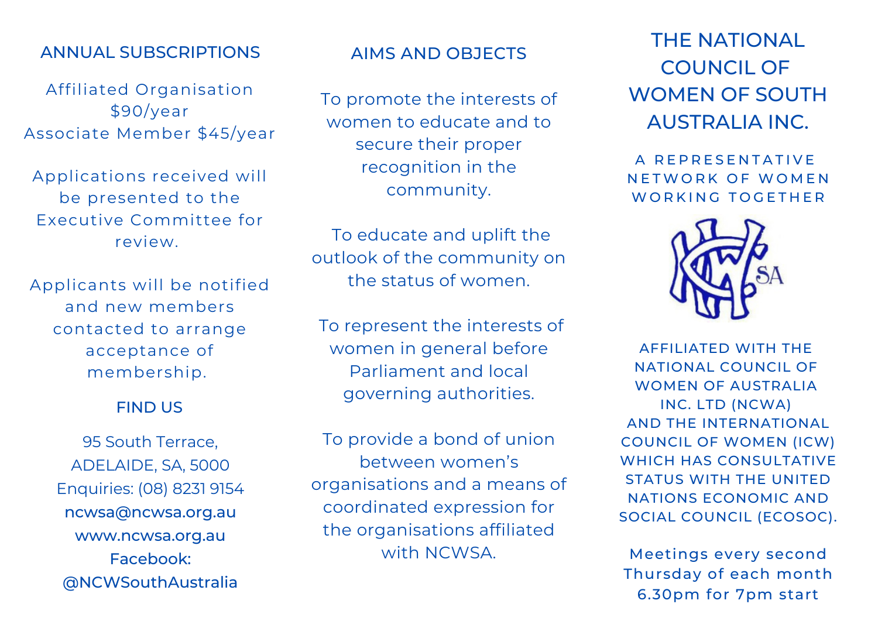## ANNUAL SUBSCRIPTIONS

Affiliated Organisation $90/year
Associate Member $45/year

Applications received will be presented to the Executive Committee for review.

Applicants will be notified and new members contacted to arrange acceptance of membership.

## FIND US

95 South Terrace,
ADELAIDE, SA, 5000
Enquiries: (08) 8231 9154
ncwsa@ncwsa.org.au
www.ncwsa.org.au
Facebook: @NCWSouthAustralia

## AIMS AND OBJECTS

To promote the interests of women to educate and to secure their proper recognition in the community.

To educate and uplift the outlook of the community on the status of women.

To represent the interests of women in general before Parliament and local governing authorities.

To provide a bond of union between women's organisations and a means of coordinated expression for the organisations affiliated with NCWSA.

# THE NATIONAL COUNCIL OF WOMEN OF SOUTH AUSTRALIA INC.

A REPRESENTATIVE NETWORK OF WOMEN WORKING TOGETHER

AFFILIATED WITH THE NATIONAL COUNCIL OF WOMEN OF AUSTRALIA INC. LTD (NCWA) AND THE INTERNATIONAL COUNCIL OF WOMEN (ICW) WHICH HAS CONSULTATIVE STATUS WITH THE UNITED NATIONS ECONOMIC AND SOCIAL COUNCIL (ECOSOC).

Meetings every second Thursday of each month 6.30pm for 7pm start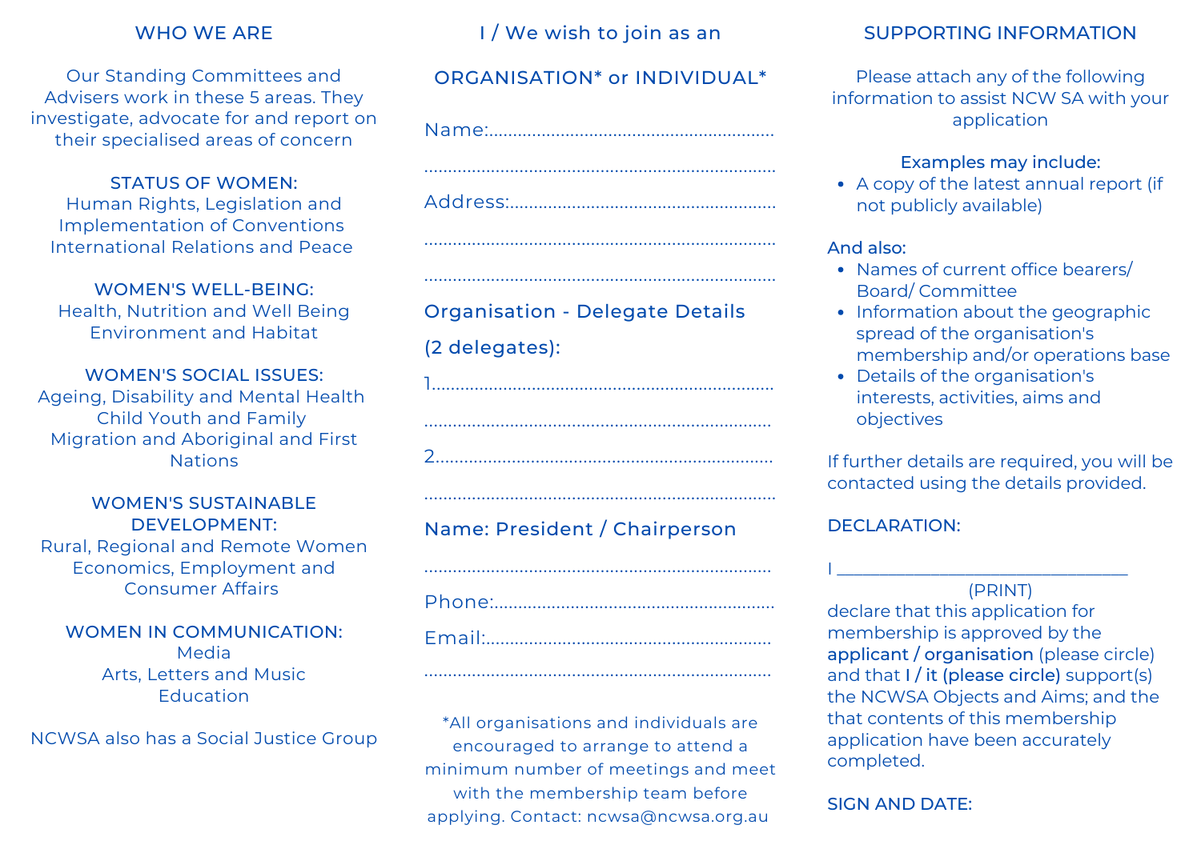## WHO WE ARE

Our Standing Committees and Advisers work in these 5 areas. They investigate, advocate for and report on their specialised areas of concern

**STATUS OF WOMEN:**
Human Rights, Legislation and Implementation of Conventions
International Relations and Peace

**WOMEN'S WELL-BEING:**
Health, Nutrition and Well Being
Environment and Habitat

**WOMEN'S SOCIAL ISSUES:**
Ageing, Disability and Mental Health
Child Youth and Family
Migration and Aboriginal and First Nations

**WOMEN'S SUSTAINABLE DEVELOPMENT:**
Rural, Regional and Remote Women
Economics, Employment and Consumer Affairs

**WOMEN IN COMMUNICATION:**
Media
Arts, Letters and Music
Education

NCWSA also has a Social Justice Group

## I / We wish to join as an ORGANISATION* or INDIVIDUAL*

Name:..........................................................................

..................................................................................

Address:......................................................................

..................................................................................

..................................................................................

**Organisation - Delegate Details (2 delegates):**

1...............................................................................

..................................................................................

2...............................................................................

..................................................................................

**Name: President / Chairperson**

..................................................................................

Phone:.........................................................................

Email:..........................................................................

..................................................................................

*All organisations and individuals are encouraged to arrange to attend a minimum number of meetings and meet with the membership team before applying. Contact: ncwsa@ncwsa.org.au

## SUPPORTING INFORMATION

Please attach any of the following information to assist NCW SA with your application

**Examples may include:**

- A copy of the latest annual report (if not publicly available)

**And also:**

- Names of current office bearers/ Board/ Committee
- Information about the geographic spread of the organisation's membership and/or operations base
- Details of the organisation's interests, activities, aims and objectives

If further details are required, you will be contacted using the details provided.

**DECLARATION:**

I ________________________________
(PRINT)
declare that this application for membership is approved by the **applicant / organisation** (please circle) and that **I / it (please circle)** support(s) the NCWSA Objects and Aims; and the that contents of this membership application have been accurately completed.

**SIGN AND DATE:**